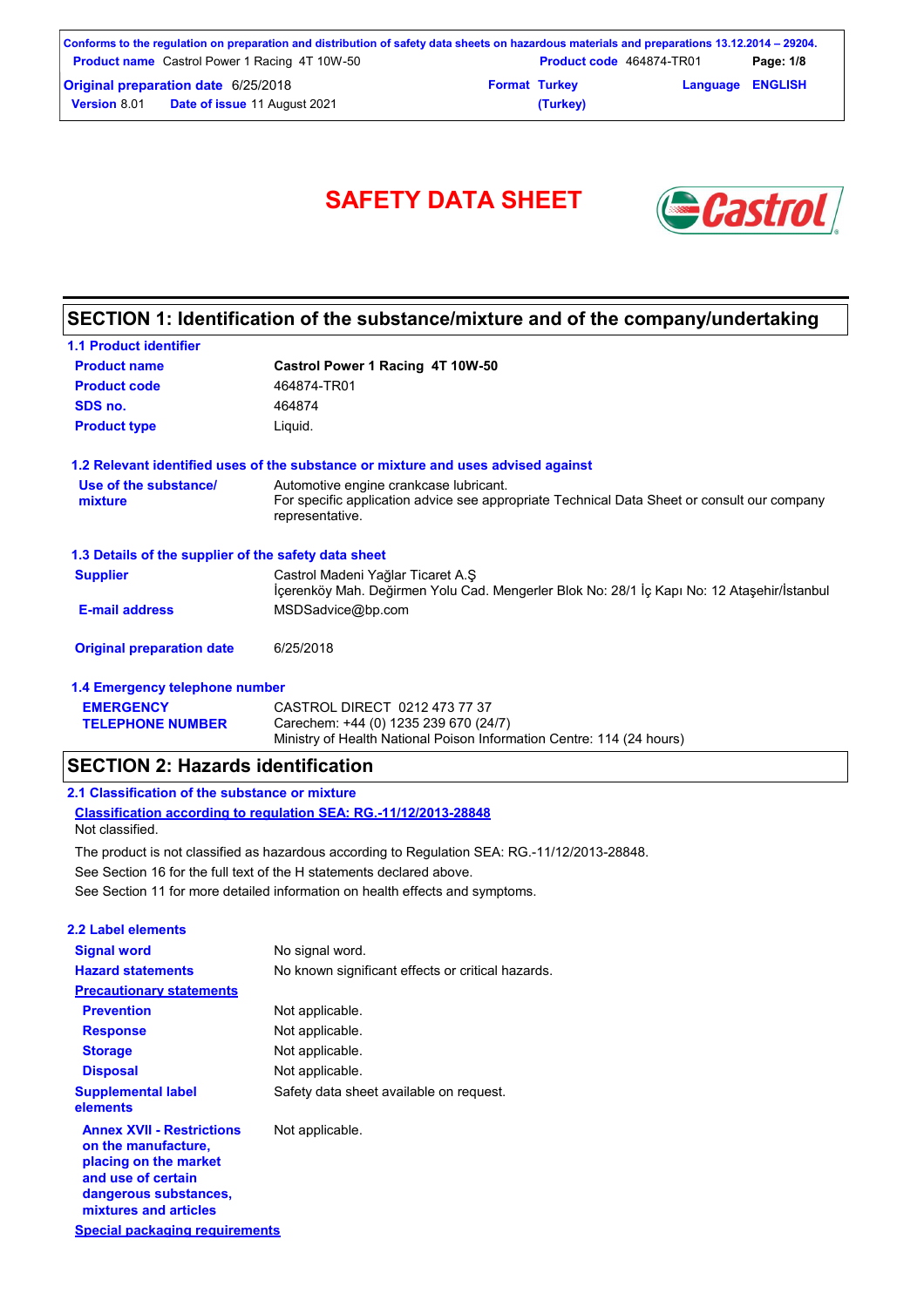# SAFETY DATA SHEET

## SECTION 1: Identification of the substance/mixture and of the company/undertaking

### 1.1 Product identifier

| | |
|---|---|
| **Product name** | **Castrol Power 1 Racing 4T 10W-50** |
| **Product code** | 464874-TR01 |
| **SDS no.** | 464874 |
| **Product type** | Liquid. |

### 1.2 Relevant identified uses of the substance or mixture and uses advised against

| | |
|---|---|
| **Use of the substance/ mixture** | Automotive engine crankcase lubricant. For specific application advice see appropriate Technical Data Sheet or consult our company representative. |

### 1.3 Details of the supplier of the safety data sheet

| | |
|---|---|
| **Supplier** | Castrol Madeni Yağlar Ticaret A.Ş<br>İçerenköy Mah. Değirmen Yolu Cad. Mengerler Blok No: 28/1 İç Kapı No: 12 Ataşehir/İstanbul |
| **E-mail address** | MSDSadvice@bp.com |
| **Original preparation date** | 6/25/2018 |

### 1.4 Emergency telephone number

| | |
|---|---|
| **EMERGENCY TELEPHONE NUMBER** | CASTROL DIRECT 0212 473 77 37<br>Carechem: +44 (0) 1235 239 670 (24/7)<br>Ministry of Health National Poison Information Centre: 114 (24 hours) |

## SECTION 2: Hazards identification

### 2.1 Classification of the substance or mixture

**Classification according to regulation SEA: RG.-11/12/2013-28848**

Not classified.

The product is not classified as hazardous according to Regulation SEA: RG.-11/12/2013-28848.

See Section 16 for the full text of the H statements declared above.

See Section 11 for more detailed information on health effects and symptoms.

### 2.2 Label elements

| | |
|---|---|
| **Signal word** | No signal word. |
| **Hazard statements** | No known significant effects or critical hazards. |
| **Precautionary statements** | |
| **Prevention** | Not applicable. |
| **Response** | Not applicable. |
| **Storage** | Not applicable. |
| **Disposal** | Not applicable. |
| **Supplemental label elements** | Safety data sheet available on request. |
| **Annex XVII - Restrictions on the manufacture, placing on the market and use of certain dangerous substances, mixtures and articles** | Not applicable. |

**Special packaging requirements**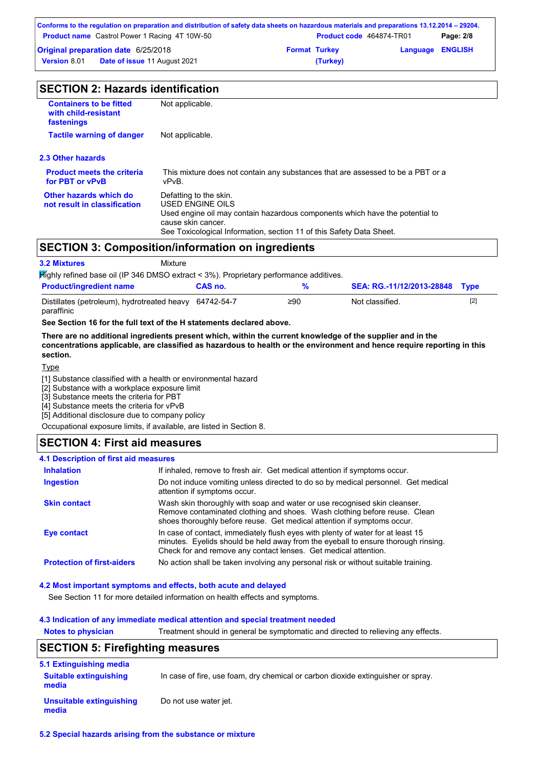## SECTION 2: Hazards identification

| | |
|---|---|
| **Containers to be fitted with child-resistant fastenings** | Not applicable. |
| **Tactile warning of danger** | Not applicable. |

### 2.3 Other hazards

| | |
|---|---|
| **Product meets the criteria for PBT or vPvB** | This mixture does not contain any substances that are assessed to be a PBT or a vPvB. |
| **Other hazards which do not result in classification** | Defatting to the skin.<br>USED ENGINE OILS<br>Used engine oil may contain hazardous components which have the potential to cause skin cancer.<br>See Toxicological Information, section 11 of this Safety Data Sheet. |

## SECTION 3: Composition/information on ingredients

**3.2 Mixtures** Mixture

Highly refined base oil (IP 346 DMSO extract < 3%). Proprietary performance additives.

| Product/ingredient name | CAS no. | % | SEA: RG.-11/12/2013-28848 | Type |
|---|---|---|---|---|
| Distillates (petroleum), hydrotreated heavy paraffinic | 64742-54-7 | ≥90 | Not classified. | [2] |

**See Section 16 for the full text of the H statements declared above.**

**There are no additional ingredients present which, within the current knowledge of the supplier and in the concentrations applicable, are classified as hazardous to health or the environment and hence require reporting in this section.**

Type

[1] Substance classified with a health or environmental hazard
[2] Substance with a workplace exposure limit
[3] Substance meets the criteria for PBT
[4] Substance meets the criteria for vPvB
[5] Additional disclosure due to company policy

Occupational exposure limits, if available, are listed in Section 8.

## SECTION 4: First aid measures

### 4.1 Description of first aid measures

| | |
|---|---|
| **Inhalation** | If inhaled, remove to fresh air. Get medical attention if symptoms occur. |
| **Ingestion** | Do not induce vomiting unless directed to do so by medical personnel. Get medical attention if symptoms occur. |
| **Skin contact** | Wash skin thoroughly with soap and water or use recognised skin cleanser. Remove contaminated clothing and shoes. Wash clothing before reuse. Clean shoes thoroughly before reuse. Get medical attention if symptoms occur. |
| **Eye contact** | In case of contact, immediately flush eyes with plenty of water for at least 15 minutes. Eyelids should be held away from the eyeball to ensure thorough rinsing. Check for and remove any contact lenses. Get medical attention. |
| **Protection of first-aiders** | No action shall be taken involving any personal risk or without suitable training. |

### 4.2 Most important symptoms and effects, both acute and delayed

See Section 11 for more detailed information on health effects and symptoms.

### 4.3 Indication of any immediate medical attention and special treatment needed

| | |
|---|---|
| **Notes to physician** | Treatment should in general be symptomatic and directed to relieving any effects. |

## SECTION 5: Firefighting measures

### 5.1 Extinguishing media

| | |
|---|---|
| **Suitable extinguishing media** | In case of fire, use foam, dry chemical or carbon dioxide extinguisher or spray. |
| **Unsuitable extinguishing media** | Do not use water jet. |

### 5.2 Special hazards arising from the substance or mixture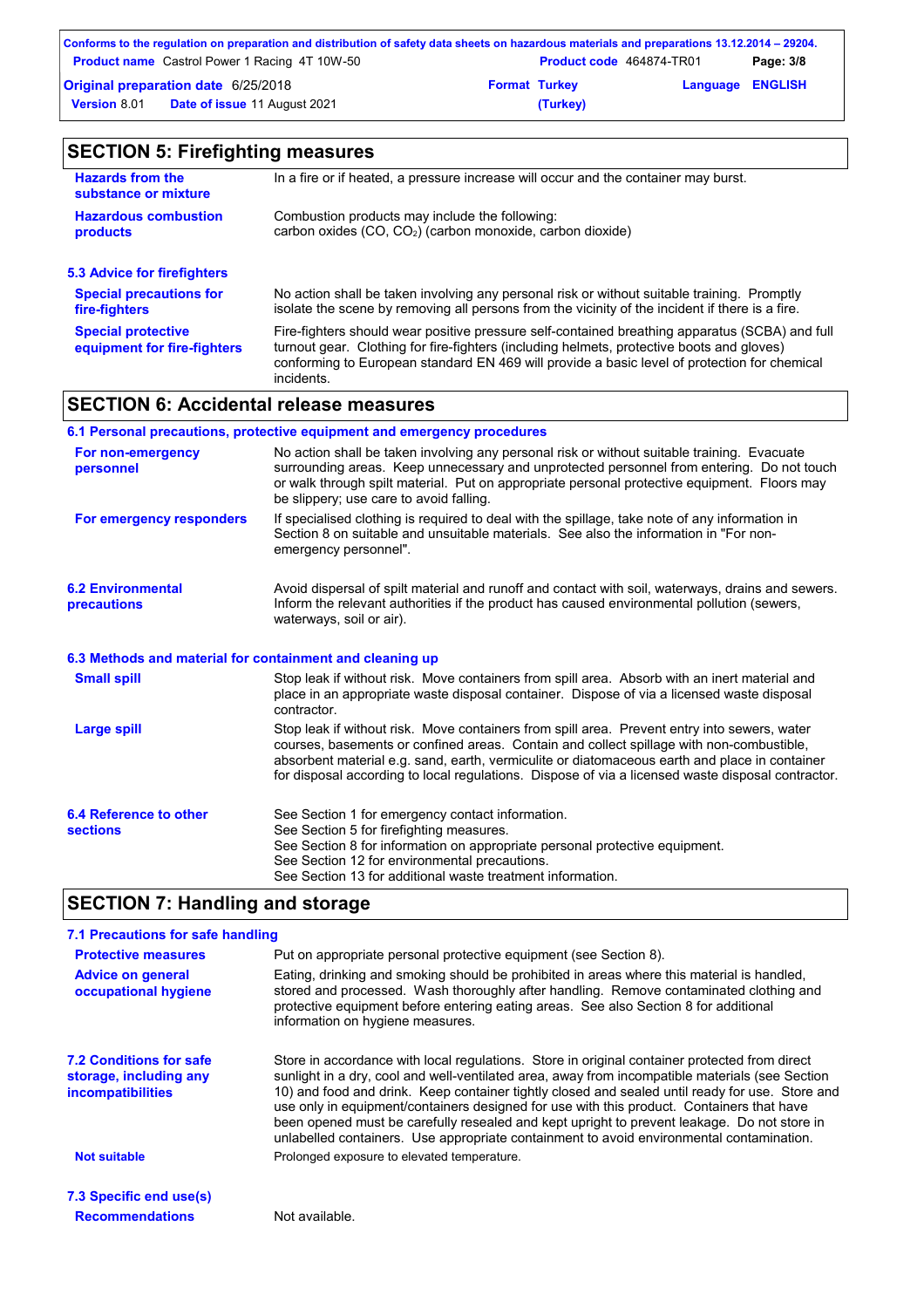## SECTION 5: Firefighting measures

**Hazards from the substance or mixture** In a fire or if heated, a pressure increase will occur and the container may burst.

**Hazardous combustion products** Combustion products may include the following:
carbon oxides (CO, $CO_2$) (carbon monoxide, carbon dioxide)

### 5.3 Advice for firefighters

**Special precautions for fire-fighters** No action shall be taken involving any personal risk or without suitable training. Promptly isolate the scene by removing all persons from the vicinity of the incident if there is a fire.

**Special protective equipment for fire-fighters** Fire-fighters should wear positive pressure self-contained breathing apparatus (SCBA) and full turnout gear. Clothing for fire-fighters (including helmets, protective boots and gloves) conforming to European standard EN 469 will provide a basic level of protection for chemical incidents.

## SECTION 6: Accidental release measures

### 6.1 Personal precautions, protective equipment and emergency procedures

**For non-emergency personnel** No action shall be taken involving any personal risk or without suitable training. Evacuate surrounding areas. Keep unnecessary and unprotected personnel from entering. Do not touch or walk through spilt material. Put on appropriate personal protective equipment. Floors may be slippery; use care to avoid falling.

**For emergency responders** If specialised clothing is required to deal with the spillage, take note of any information in Section 8 on suitable and unsuitable materials. See also the information in "For non-emergency personnel".

### 6.2 Environmental precautions

Avoid dispersal of spilt material and runoff and contact with soil, waterways, drains and sewers. Inform the relevant authorities if the product has caused environmental pollution (sewers, waterways, soil or air).

### 6.3 Methods and material for containment and cleaning up

**Small spill** Stop leak if without risk. Move containers from spill area. Absorb with an inert material and place in an appropriate waste disposal container. Dispose of via a licensed waste disposal contractor.

**Large spill** Stop leak if without risk. Move containers from spill area. Prevent entry into sewers, water courses, basements or confined areas. Contain and collect spillage with non-combustible, absorbent material e.g. sand, earth, vermiculite or diatomaceous earth and place in container for disposal according to local regulations. Dispose of via a licensed waste disposal contractor.

### 6.4 Reference to other sections

See Section 1 for emergency contact information.
See Section 5 for firefighting measures.
See Section 8 for information on appropriate personal protective equipment.
See Section 12 for environmental precautions.
See Section 13 for additional waste treatment information.

## SECTION 7: Handling and storage

### 7.1 Precautions for safe handling

**Protective measures** Put on appropriate personal protective equipment (see Section 8).

**Advice on general occupational hygiene** Eating, drinking and smoking should be prohibited in areas where this material is handled, stored and processed. Wash thoroughly after handling. Remove contaminated clothing and protective equipment before entering eating areas. See also Section 8 for additional information on hygiene measures.

### 7.2 Conditions for safe storage, including any incompatibilities

Store in accordance with local regulations. Store in original container protected from direct sunlight in a dry, cool and well-ventilated area, away from incompatible materials (see Section 10) and food and drink. Keep container tightly closed and sealed until ready for use. Store and use only in equipment/containers designed for use with this product. Containers that have been opened must be carefully resealed and kept upright to prevent leakage. Do not store in unlabelled containers. Use appropriate containment to avoid environmental contamination.

**Not suitable** Prolonged exposure to elevated temperature.

### 7.3 Specific end use(s)

**Recommendations** Not available.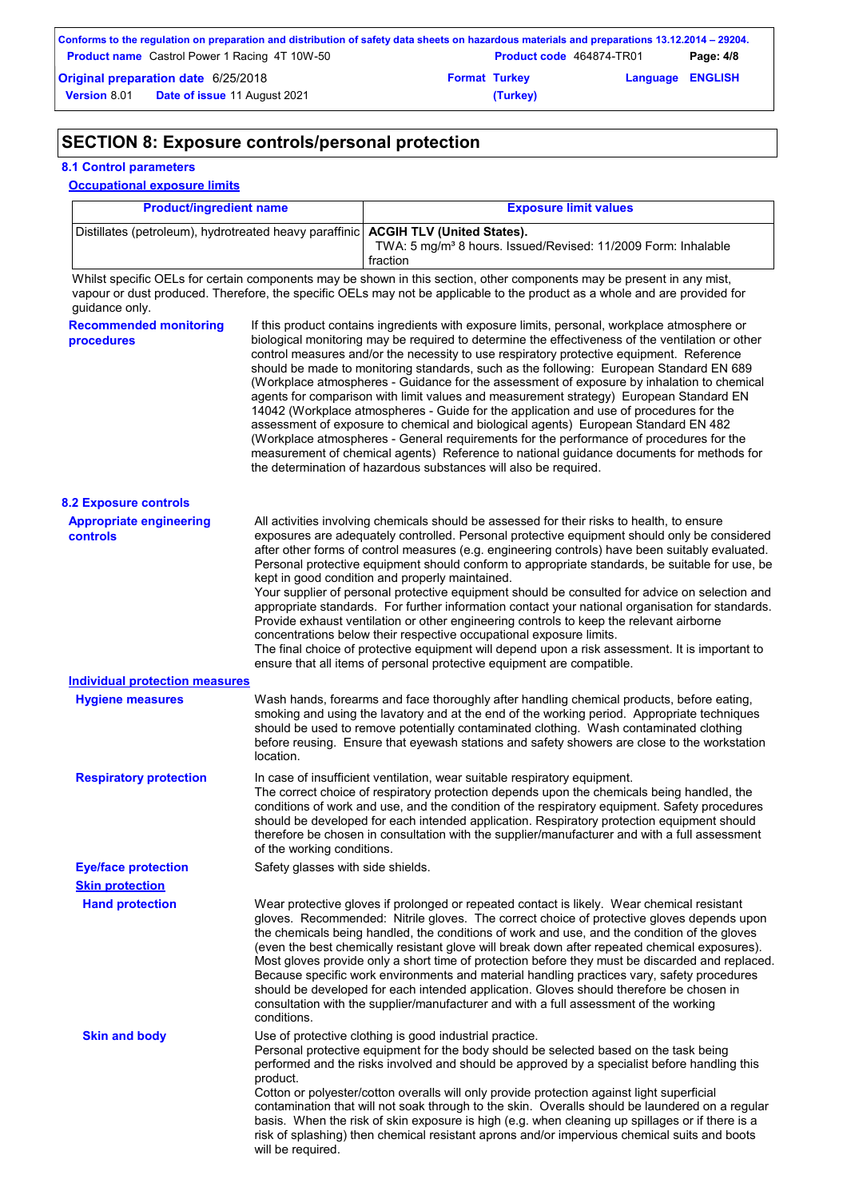## SECTION 8: Exposure controls/personal protection

### 8.1 Control parameters

**Occupational exposure limits**

| Product/ingredient name | Exposure limit values |
| --- | --- |
| Distillates (petroleum), hydrotreated heavy paraffinic | **ACGIH TLV (United States).** TWA: 5 mg/m³ 8 hours. Issued/Revised: 11/2009 Form: Inhalable fraction |

Whilst specific OELs for certain components may be shown in this section, other components may be present in any mist, vapour or dust produced. Therefore, the specific OELs may not be applicable to the product as a whole and are provided for guidance only.

**Recommended monitoring procedures**

If this product contains ingredients with exposure limits, personal, workplace atmosphere or biological monitoring may be required to determine the effectiveness of the ventilation or other control measures and/or the necessity to use respiratory protective equipment. Reference should be made to monitoring standards, such as the following: European Standard EN 689 (Workplace atmospheres - Guidance for the assessment of exposure by inhalation to chemical agents for comparison with limit values and measurement strategy) European Standard EN 14042 (Workplace atmospheres - Guide for the application and use of procedures for the assessment of exposure to chemical and biological agents) European Standard EN 482 (Workplace atmospheres - General requirements for the performance of procedures for the measurement of chemical agents) Reference to national guidance documents for methods for the determination of hazardous substances will also be required.

### 8.2 Exposure controls

**Appropriate engineering controls**

All activities involving chemicals should be assessed for their risks to health, to ensure exposures are adequately controlled. Personal protective equipment should only be considered after other forms of control measures (e.g. engineering controls) have been suitably evaluated. Personal protective equipment should conform to appropriate standards, be suitable for use, be kept in good condition and properly maintained.
Your supplier of personal protective equipment should be consulted for advice on selection and appropriate standards. For further information contact your national organisation for standards.
Provide exhaust ventilation or other engineering controls to keep the relevant airborne concentrations below their respective occupational exposure limits.
The final choice of protective equipment will depend upon a risk assessment. It is important to ensure that all items of personal protective equipment are compatible.

**Individual protection measures**

**Hygiene measures**

Wash hands, forearms and face thoroughly after handling chemical products, before eating, smoking and using the lavatory and at the end of the working period. Appropriate techniques should be used to remove potentially contaminated clothing. Wash contaminated clothing before reusing. Ensure that eyewash stations and safety showers are close to the workstation location.

**Respiratory protection**

In case of insufficient ventilation, wear suitable respiratory equipment.
The correct choice of respiratory protection depends upon the chemicals being handled, the conditions of work and use, and the condition of the respiratory equipment. Safety procedures should be developed for each intended application. Respiratory protection equipment should therefore be chosen in consultation with the supplier/manufacturer and with a full assessment of the working conditions.

**Eye/face protection**

Safety glasses with side shields.

**Skin protection**

**Hand protection**

Wear protective gloves if prolonged or repeated contact is likely. Wear chemical resistant gloves. Recommended: Nitrile gloves. The correct choice of protective gloves depends upon the chemicals being handled, the conditions of work and use, and the condition of the gloves (even the best chemically resistant glove will break down after repeated chemical exposures). Most gloves provide only a short time of protection before they must be discarded and replaced. Because specific work environments and material handling practices vary, safety procedures should be developed for each intended application. Gloves should therefore be chosen in consultation with the supplier/manufacturer and with a full assessment of the working conditions.

**Skin and body**

Use of protective clothing is good industrial practice.
Personal protective equipment for the body should be selected based on the task being performed and the risks involved and should be approved by a specialist before handling this product.
Cotton or polyester/cotton overalls will only provide protection against light superficial contamination that will not soak through to the skin. Overalls should be laundered on a regular basis. When the risk of skin exposure is high (e.g. when cleaning up spillages or if there is a risk of splashing) then chemical resistant aprons and/or impervious chemical suits and boots will be required.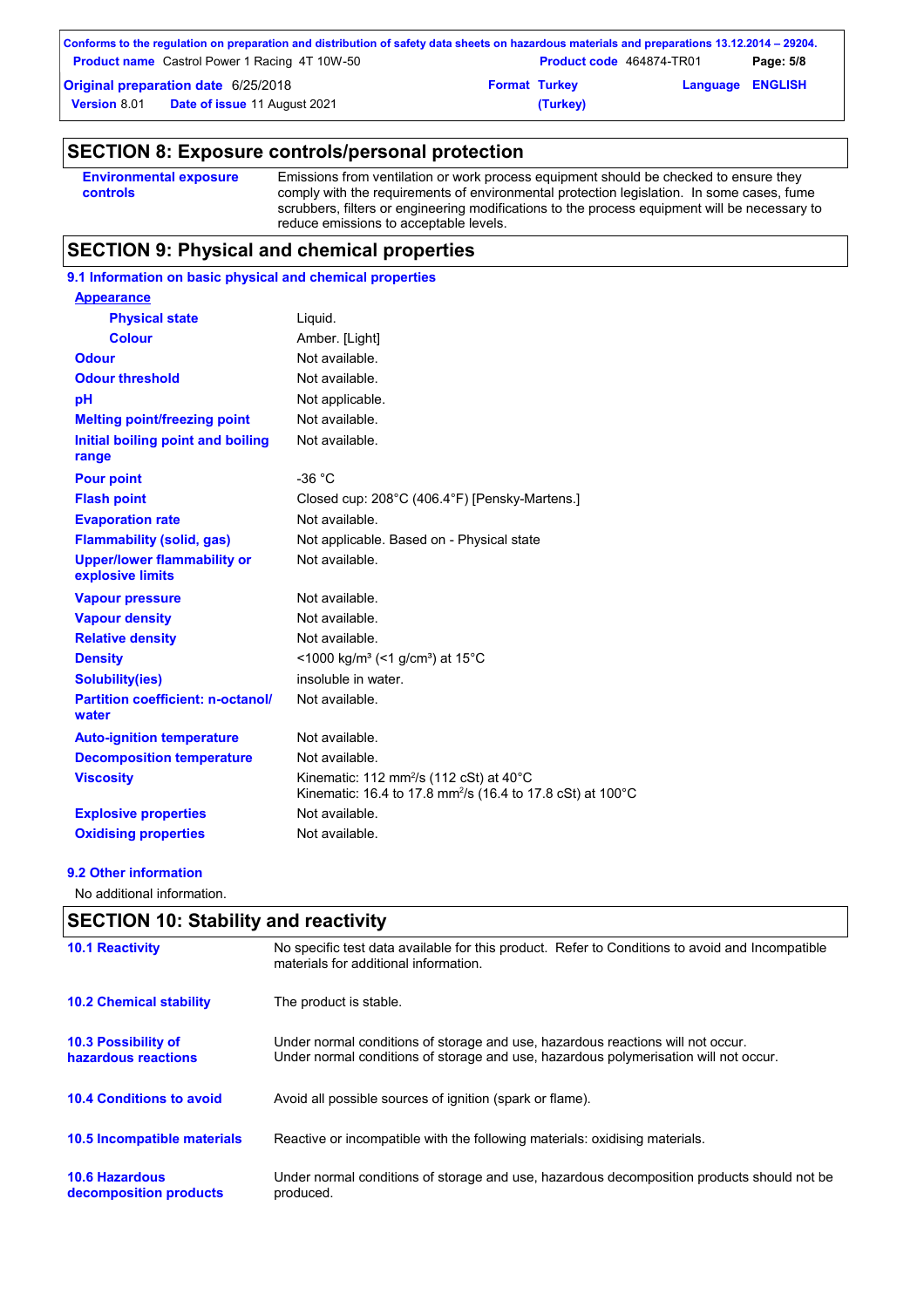## SECTION 8: Exposure controls/personal protection

| | |
|---|---|
| **Environmental exposure controls** | Emissions from ventilation or work process equipment should be checked to ensure they comply with the requirements of environmental protection legislation. In some cases, fume scrubbers, filters or engineering modifications to the process equipment will be necessary to reduce emissions to acceptable levels. |

## SECTION 9: Physical and chemical properties

### 9.1 Information on basic physical and chemical properties

| | |
|---|---|
| **Appearance** | |
| **Physical state** | Liquid. |
| **Colour** | Amber. [Light] |
| **Odour** | Not available. |
| **Odour threshold** | Not available. |
| **pH** | Not applicable. |
| **Melting point/freezing point** | Not available. |
| **Initial boiling point and boiling range** | Not available. |
| **Pour point** | -36 °C |
| **Flash point** | Closed cup: 208°C (406.4°F) [Pensky-Martens.] |
| **Evaporation rate** | Not available. |
| **Flammability (solid, gas)** | Not applicable. Based on - Physical state |
| **Upper/lower flammability or explosive limits** | Not available. |
| **Vapour pressure** | Not available. |
| **Vapour density** | Not available. |
| **Relative density** | Not available. |
| **Density** | <1000 kg/m³ (<1 g/cm³) at 15°C |
| **Solubility(ies)** | insoluble in water. |
| **Partition coefficient: n-octanol/water** | Not available. |
| **Auto-ignition temperature** | Not available. |
| **Decomposition temperature** | Not available. |
| **Viscosity** | Kinematic: 112 mm²/s (112 cSt) at 40°C<br>Kinematic: 16.4 to 17.8 mm²/s (16.4 to 17.8 cSt) at 100°C |
| **Explosive properties** | Not available. |
| **Oxidising properties** | Not available. |

### 9.2 Other information

No additional information.

## SECTION 10: Stability and reactivity

| | |
|---|---|
| **10.1 Reactivity** | No specific test data available for this product. Refer to Conditions to avoid and Incompatible materials for additional information. |
| **10.2 Chemical stability** | The product is stable. |
| **10.3 Possibility of hazardous reactions** | Under normal conditions of storage and use, hazardous reactions will not occur.<br>Under normal conditions of storage and use, hazardous polymerisation will not occur. |
| **10.4 Conditions to avoid** | Avoid all possible sources of ignition (spark or flame). |
| **10.5 Incompatible materials** | Reactive or incompatible with the following materials: oxidising materials. |
| **10.6 Hazardous decomposition products** | Under normal conditions of storage and use, hazardous decomposition products should not be produced. |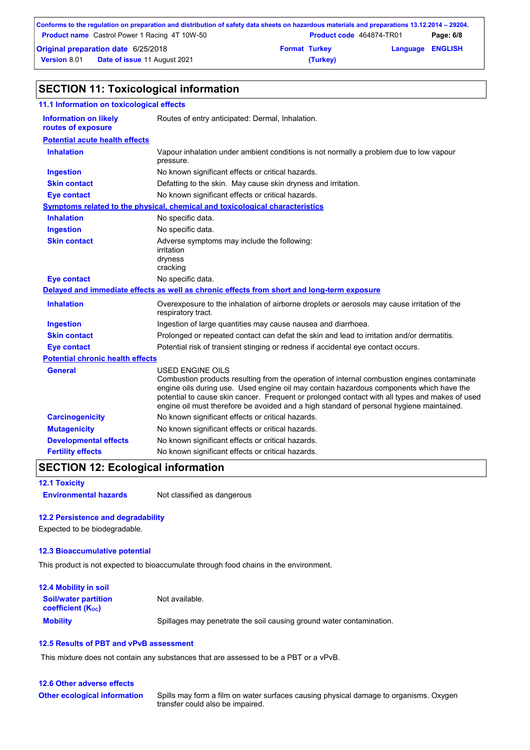## SECTION 11: Toxicological information

### 11.1 Information on toxicological effects

**Information on likely routes of exposure**: Routes of entry anticipated: Dermal, Inhalation.

**Potential acute health effects**

| | |
|---|---|
| **Inhalation** | Vapour inhalation under ambient conditions is not normally a problem due to low vapour pressure. |
| **Ingestion** | No known significant effects or critical hazards. |
| **Skin contact** | Defatting to the skin. May cause skin dryness and irritation. |
| **Eye contact** | No known significant effects or critical hazards. |

**Symptoms related to the physical, chemical and toxicological characteristics**

| | |
|---|---|
| **Inhalation** | No specific data. |
| **Ingestion** | No specific data. |
| **Skin contact** | Adverse symptoms may include the following: irritation dryness cracking |
| **Eye contact** | No specific data. |

**Delayed and immediate effects as well as chronic effects from short and long-term exposure**

| | |
|---|---|
| **Inhalation** | Overexposure to the inhalation of airborne droplets or aerosols may cause irritation of the respiratory tract. |
| **Ingestion** | Ingestion of large quantities may cause nausea and diarrhoea. |
| **Skin contact** | Prolonged or repeated contact can defat the skin and lead to irritation and/or dermatitis. |
| **Eye contact** | Potential risk of transient stinging or redness if accidental eye contact occurs. |

**Potential chronic health effects**

| | |
|---|---|
| **General** | USED ENGINE OILS Combustion products resulting from the operation of internal combustion engines contaminate engine oils during use. Used engine oil may contain hazardous components which have the potential to cause skin cancer. Frequent or prolonged contact with all types and makes of used engine oil must therefore be avoided and a high standard of personal hygiene maintained. |
| **Carcinogenicity** | No known significant effects or critical hazards. |
| **Mutagenicity** | No known significant effects or critical hazards. |
| **Developmental effects** | No known significant effects or critical hazards. |
| **Fertility effects** | No known significant effects or critical hazards. |

## SECTION 12: Ecological information

### 12.1 Toxicity

**Environmental hazards**: Not classified as dangerous

### 12.2 Persistence and degradability

Expected to be biodegradable.

### 12.3 Bioaccumulative potential

This product is not expected to bioaccumulate through food chains in the environment.

### 12.4 Mobility in soil

| | |
|---|---|
| **Soil/water partition coefficient ($K_{OC}$)** | Not available. |
| **Mobility** | Spillages may penetrate the soil causing ground water contamination. |

### 12.5 Results of PBT and vPvB assessment

This mixture does not contain any substances that are assessed to be a PBT or a vPvB.

### 12.6 Other adverse effects

**Other ecological information**: Spills may form a film on water surfaces causing physical damage to organisms. Oxygen transfer could also be impaired.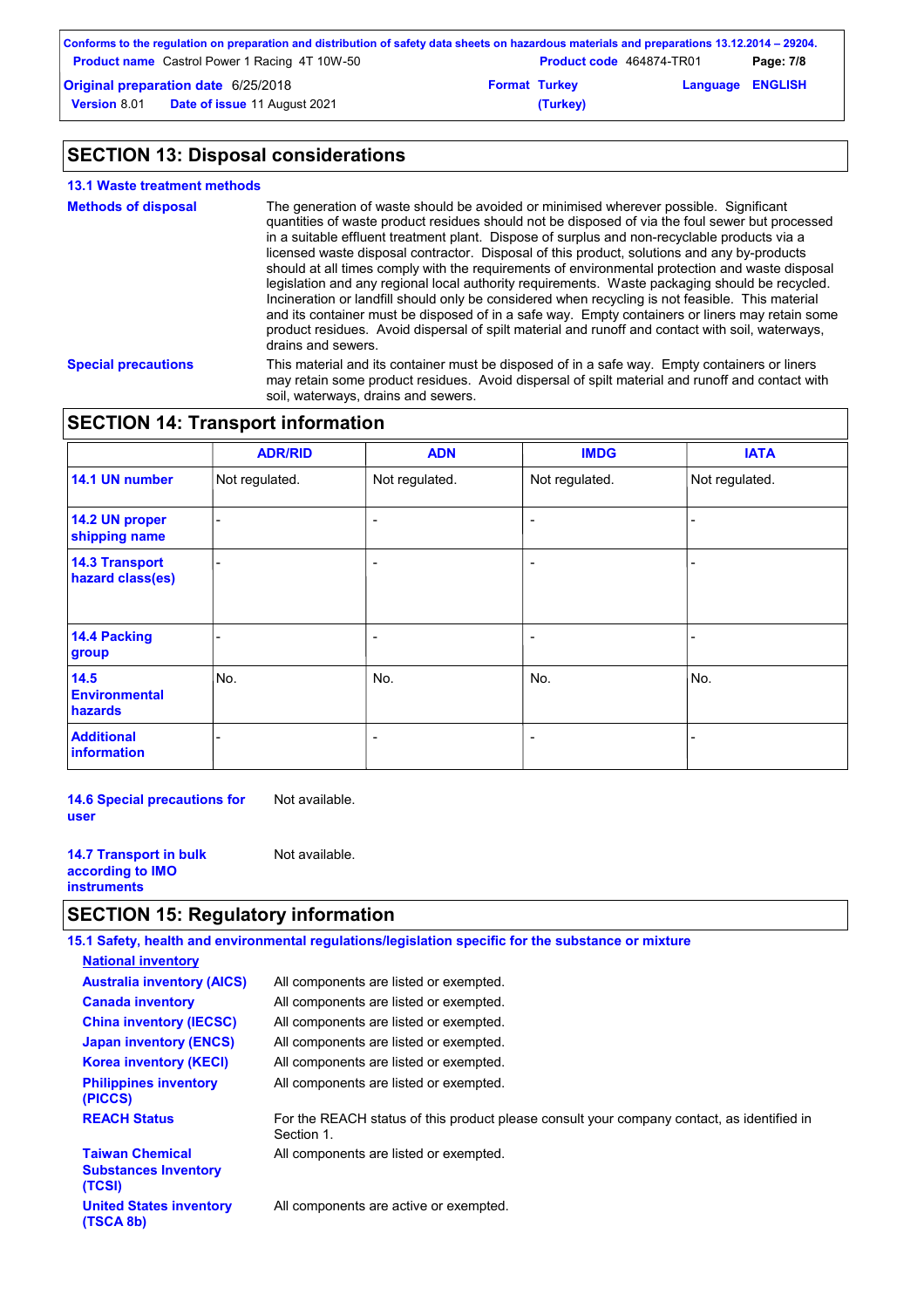## SECTION 13: Disposal considerations

### 13.1 Waste treatment methods

**Methods of disposal**

The generation of waste should be avoided or minimised wherever possible. Significant quantities of waste product residues should not be disposed of via the foul sewer but processed in a suitable effluent treatment plant. Dispose of surplus and non-recyclable products via a licensed waste disposal contractor. Disposal of this product, solutions and any by-products should at all times comply with the requirements of environmental protection and waste disposal legislation and any regional local authority requirements. Waste packaging should be recycled. Incineration or landfill should only be considered when recycling is not feasible. This material and its container must be disposed of in a safe way. Empty containers or liners may retain some product residues. Avoid dispersal of spilt material and runoff and contact with soil, waterways, drains and sewers.

**Special precautions**

This material and its container must be disposed of in a safe way. Empty containers or liners may retain some product residues. Avoid dispersal of spilt material and runoff and contact with soil, waterways, drains and sewers.

## SECTION 14: Transport information

| | ADR/RID | ADN | IMDG | IATA |
|---|---|---|---|---|
| 14.1 UN number | Not regulated. | Not regulated. | Not regulated. | Not regulated. |
| 14.2 UN proper shipping name | - | - | - | - |
| 14.3 Transport hazard class(es) | - | - | - | - |
| 14.4 Packing group | - | - | - | - |
| 14.5 Environmental hazards | No. | No. | No. | No. |
| Additional information | - | - | - | - |

**14.6 Special precautions for user** Not available.

**14.7 Transport in bulk according to IMO instruments** Not available.

## SECTION 15: Regulatory information

### 15.1 Safety, health and environmental regulations/legislation specific for the substance or mixture

**National inventory**

**Australia inventory (AICS)** All components are listed or exempted.

**Canada inventory** All components are listed or exempted.

**China inventory (IECSC)** All components are listed or exempted.

**Japan inventory (ENCS)** All components are listed or exempted.

**Korea inventory (KECI)** All components are listed or exempted.

**Philippines inventory (PICCS)** All components are listed or exempted.

**REACH Status** For the REACH status of this product please consult your company contact, as identified in Section 1.

**Taiwan Chemical Substances Inventory (TCSI)** All components are listed or exempted.

**United States inventory (TSCA 8b)** All components are active or exempted.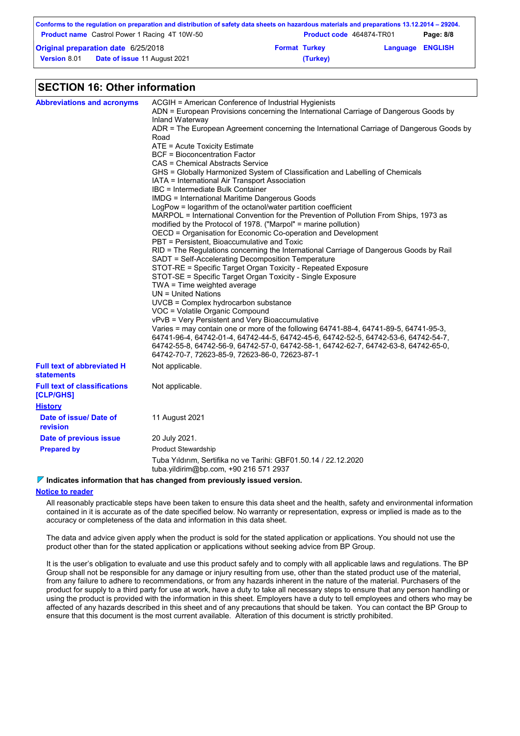## SECTION 16: Other information

**Abbreviations and acronyms**

ACGIH = American Conference of Industrial Hygienists
ADN = European Provisions concerning the International Carriage of Dangerous Goods by Inland Waterway
ADR = The European Agreement concerning the International Carriage of Dangerous Goods by Road
ATE = Acute Toxicity Estimate
BCF = Bioconcentration Factor
CAS = Chemical Abstracts Service
GHS = Globally Harmonized System of Classification and Labelling of Chemicals
IATA = International Air Transport Association
IBC = Intermediate Bulk Container
IMDG = International Maritime Dangerous Goods
LogPow = logarithm of the octanol/water partition coefficient
MARPOL = International Convention for the Prevention of Pollution From Ships, 1973 as modified by the Protocol of 1978. ("Marpol" = marine pollution)
OECD = Organisation for Economic Co-operation and Development
PBT = Persistent, Bioaccumulative and Toxic
RID = The Regulations concerning the International Carriage of Dangerous Goods by Rail
SADT = Self-Accelerating Decomposition Temperature
STOT-RE = Specific Target Organ Toxicity - Repeated Exposure
STOT-SE = Specific Target Organ Toxicity - Single Exposure
TWA = Time weighted average
UN = United Nations
UVCB = Complex hydrocarbon substance
VOC = Volatile Organic Compound
vPvB = Very Persistent and Very Bioaccumulative
Varies = may contain one or more of the following 64741-88-4, 64741-89-5, 64741-95-3, 64741-96-4, 64742-01-4, 64742-44-5, 64742-45-6, 64742-52-5, 64742-53-6, 64742-54-7, 64742-55-8, 64742-56-9, 64742-57-0, 64742-58-1, 64742-62-7, 64742-63-8, 64742-65-0, 64742-70-7, 72623-85-9, 72623-86-0, 72623-87-1

**Full text of abbreviated H statements**: Not applicable.

**Full text of classifications [CLP/GHS]**: Not applicable.

**History**

**Date of issue/ Date of revision**: 11 August 2021

**Date of previous issue**: 20 July 2021.

**Prepared by**: Product Stewardship

Tuba Yıldırım, Sertifika no ve Tarihi: GBF01.50.14 / 22.12.2020
tuba.yildirim@bp.com, +90 216 571 2937

**Indicates information that has changed from previously issued version.**

**Notice to reader**

All reasonably practicable steps have been taken to ensure this data sheet and the health, safety and environmental information contained in it is accurate as of the date specified below. No warranty or representation, express or implied is made as to the accuracy or completeness of the data and information in this data sheet.

The data and advice given apply when the product is sold for the stated application or applications. You should not use the product other than for the stated application or applications without seeking advice from BP Group.

It is the user's obligation to evaluate and use this product safely and to comply with all applicable laws and regulations. The BP Group shall not be responsible for any damage or injury resulting from use, other than the stated product use of the material, from any failure to adhere to recommendations, or from any hazards inherent in the nature of the material. Purchasers of the product for supply to a third party for use at work, have a duty to take all necessary steps to ensure that any person handling or using the product is provided with the information in this sheet. Employers have a duty to tell employees and others who may be affected of any hazards described in this sheet and of any precautions that should be taken. You can contact the BP Group to ensure that this document is the most current available. Alteration of this document is strictly prohibited.